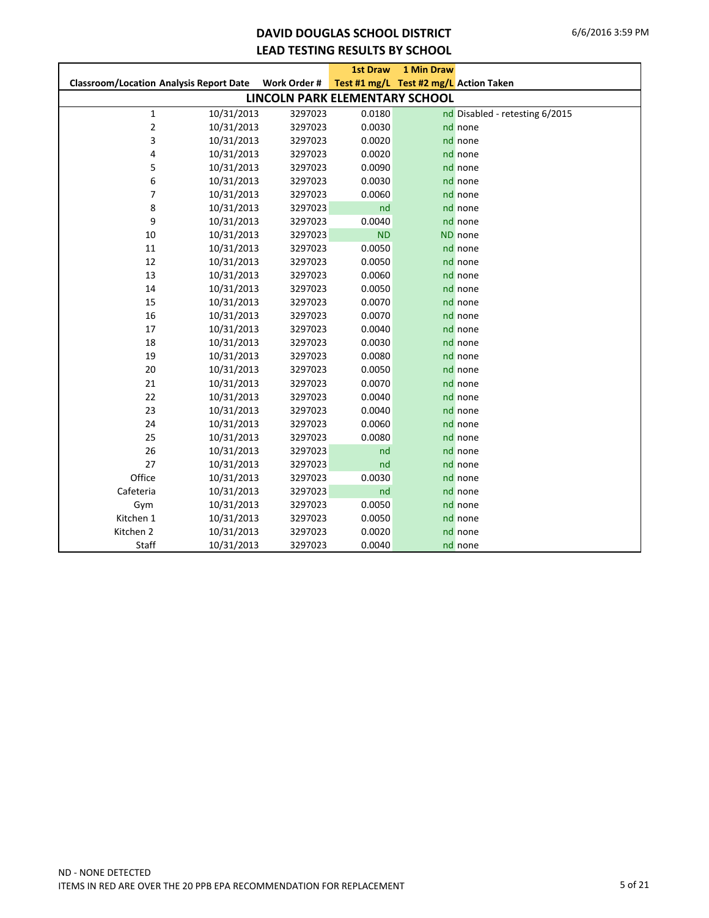# DAVID DOUGLAS SCHOOL DISTRICT
## LEAD TESTING RESULTS BY SCHOOL

| Classroom/Location | Analysis Report Date | Work Order # | 1st Draw Test #1 mg/L | 1 Min Draw Test #2 mg/L | Action Taken |
|---|---|---|---|---|---|
| **LINCOLN PARK ELEMENTARY SCHOOL** | | | | | |
| 1 | 10/31/2013 | 3297023 | 0.0180 | nd | Disabled - retesting 6/2015 |
| 2 | 10/31/2013 | 3297023 | 0.0030 | nd | none |
| 3 | 10/31/2013 | 3297023 | 0.0020 | nd | none |
| 4 | 10/31/2013 | 3297023 | 0.0020 | nd | none |
| 5 | 10/31/2013 | 3297023 | 0.0090 | nd | none |
| 6 | 10/31/2013 | 3297023 | 0.0030 | nd | none |
| 7 | 10/31/2013 | 3297023 | 0.0060 | nd | none |
| 8 | 10/31/2013 | 3297023 | nd | nd | none |
| 9 | 10/31/2013 | 3297023 | 0.0040 | nd | none |
| 10 | 10/31/2013 | 3297023 | ND | ND | none |
| 11 | 10/31/2013 | 3297023 | 0.0050 | nd | none |
| 12 | 10/31/2013 | 3297023 | 0.0050 | nd | none |
| 13 | 10/31/2013 | 3297023 | 0.0060 | nd | none |
| 14 | 10/31/2013 | 3297023 | 0.0050 | nd | none |
| 15 | 10/31/2013 | 3297023 | 0.0070 | nd | none |
| 16 | 10/31/2013 | 3297023 | 0.0070 | nd | none |
| 17 | 10/31/2013 | 3297023 | 0.0040 | nd | none |
| 18 | 10/31/2013 | 3297023 | 0.0030 | nd | none |
| 19 | 10/31/2013 | 3297023 | 0.0080 | nd | none |
| 20 | 10/31/2013 | 3297023 | 0.0050 | nd | none |
| 21 | 10/31/2013 | 3297023 | 0.0070 | nd | none |
| 22 | 10/31/2013 | 3297023 | 0.0040 | nd | none |
| 23 | 10/31/2013 | 3297023 | 0.0040 | nd | none |
| 24 | 10/31/2013 | 3297023 | 0.0060 | nd | none |
| 25 | 10/31/2013 | 3297023 | 0.0080 | nd | none |
| 26 | 10/31/2013 | 3297023 | nd | nd | none |
| 27 | 10/31/2013 | 3297023 | nd | nd | none |
| Office | 10/31/2013 | 3297023 | 0.0030 | nd | none |
| Cafeteria | 10/31/2013 | 3297023 | nd | nd | none |
| Gym | 10/31/2013 | 3297023 | 0.0050 | nd | none |
| Kitchen 1 | 10/31/2013 | 3297023 | 0.0050 | nd | none |
| Kitchen 2 | 10/31/2013 | 3297023 | 0.0020 | nd | none |
| Staff | 10/31/2013 | 3297023 | 0.0040 | nd | none |

ND - NONE DETECTED

ITEMS IN RED ARE OVER THE 20 PPB EPA RECOMMENDATION FOR REPLACEMENT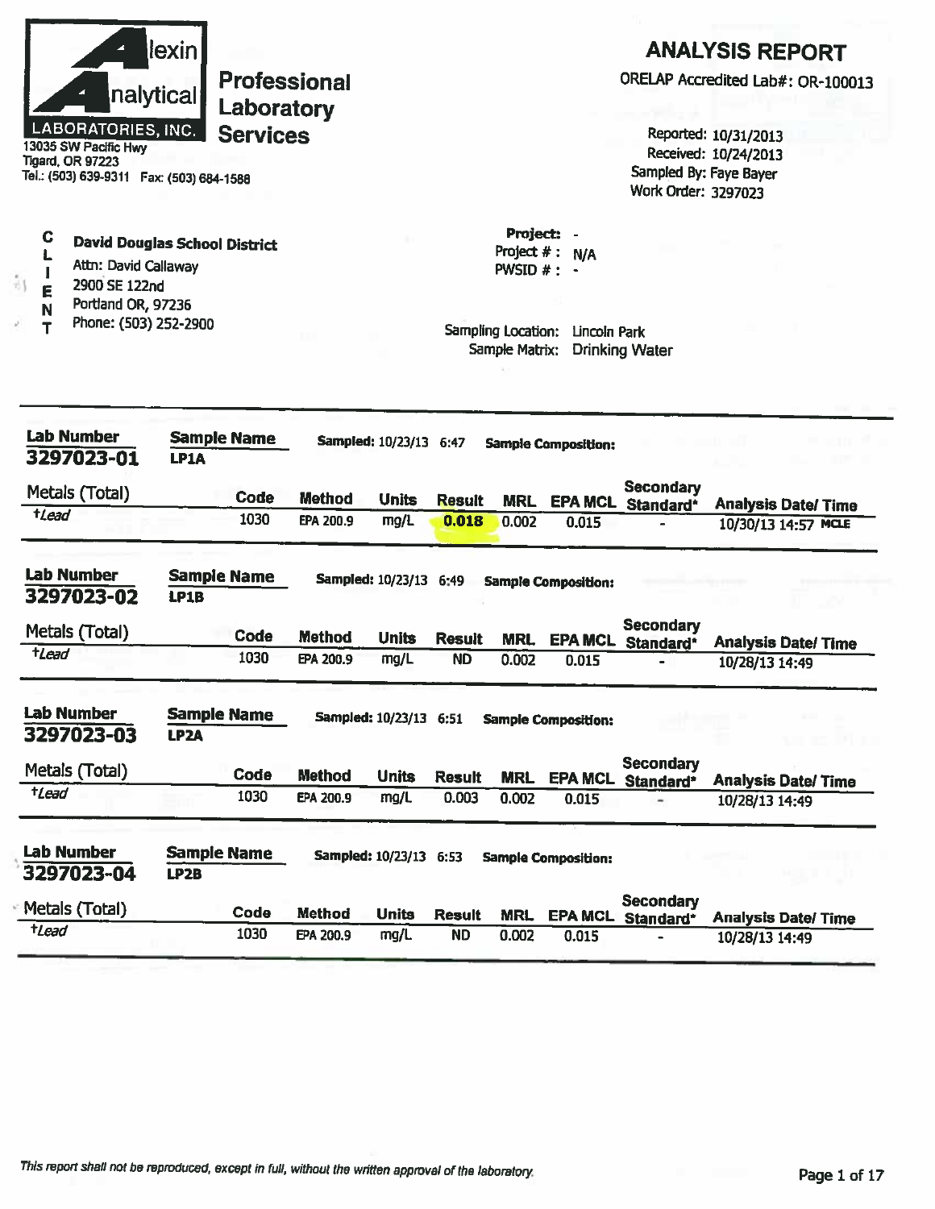**Alexin Analytical Laboratories, Inc.**

13035 SW Pacific Hwy
Tigard, OR 97223
Tel.: (503) 639-9311 Fax: (503) 684-1588

**Professional Laboratory Services**

# ANALYSIS REPORT

ORELAP Accredited Lab#: OR-100013

Reported: 10/31/2013
Received: 10/24/2013
Sampled By: Faye Bayer
Work Order: 3297023

**CLIENT**

**David Douglas School District**
Attn: David Callaway
2900 SE 122nd
Portland OR, 97236
Phone: (503) 252-2900

**Project:** -
Project # : N/A
PWSID # : -

Sampling Location: Lincoln Park
Sample Matrix: Drinking Water

---

**Lab Number** 3297023-01 | **Sample Name** LP1A | **Sampled:** 10/23/13 6:47 | **Sample Composition:**

| Metals (Total) | Code | Method | Units | Result | MRL | EPA MCL | Secondary Standard* | Analysis Date/ Time |
|---|---|---|---|---|---|---|---|---|
| †*Lead* | 1030 | EPA 200.9 | mg/L | **0.018** | 0.002 | 0.015 | - | 10/30/13 14:57 MCLE |

**Lab Number** 3297023-02 | **Sample Name** LP1B | **Sampled:** 10/23/13 6:49 | **Sample Composition:**

| Metals (Total) | Code | Method | Units | Result | MRL | EPA MCL | Secondary Standard* | Analysis Date/ Time |
|---|---|---|---|---|---|---|---|---|
| †*Lead* | 1030 | EPA 200.9 | mg/L | ND | 0.002 | 0.015 | - | 10/28/13 14:49 |

**Lab Number** 3297023-03 | **Sample Name** LP2A | **Sampled:** 10/23/13 6:51 | **Sample Composition:**

| Metals (Total) | Code | Method | Units | Result | MRL | EPA MCL | Secondary Standard* | Analysis Date/ Time |
|---|---|---|---|---|---|---|---|---|
| †*Lead* | 1030 | EPA 200.9 | mg/L | 0.003 | 0.002 | 0.015 | - | 10/28/13 14:49 |

**Lab Number** 3297023-04 | **Sample Name** LP2B | **Sampled:** 10/23/13 6:53 | **Sample Composition:**

| Metals (Total) | Code | Method | Units | Result | MRL | EPA MCL | Secondary Standard* | Analysis Date/ Time |
|---|---|---|---|---|---|---|---|---|
| †*Lead* | 1030 | EPA 200.9 | mg/L | ND | 0.002 | 0.015 | - | 10/28/13 14:49 |

*This report shall not be reproduced, except in full, without the written approval of the laboratory.*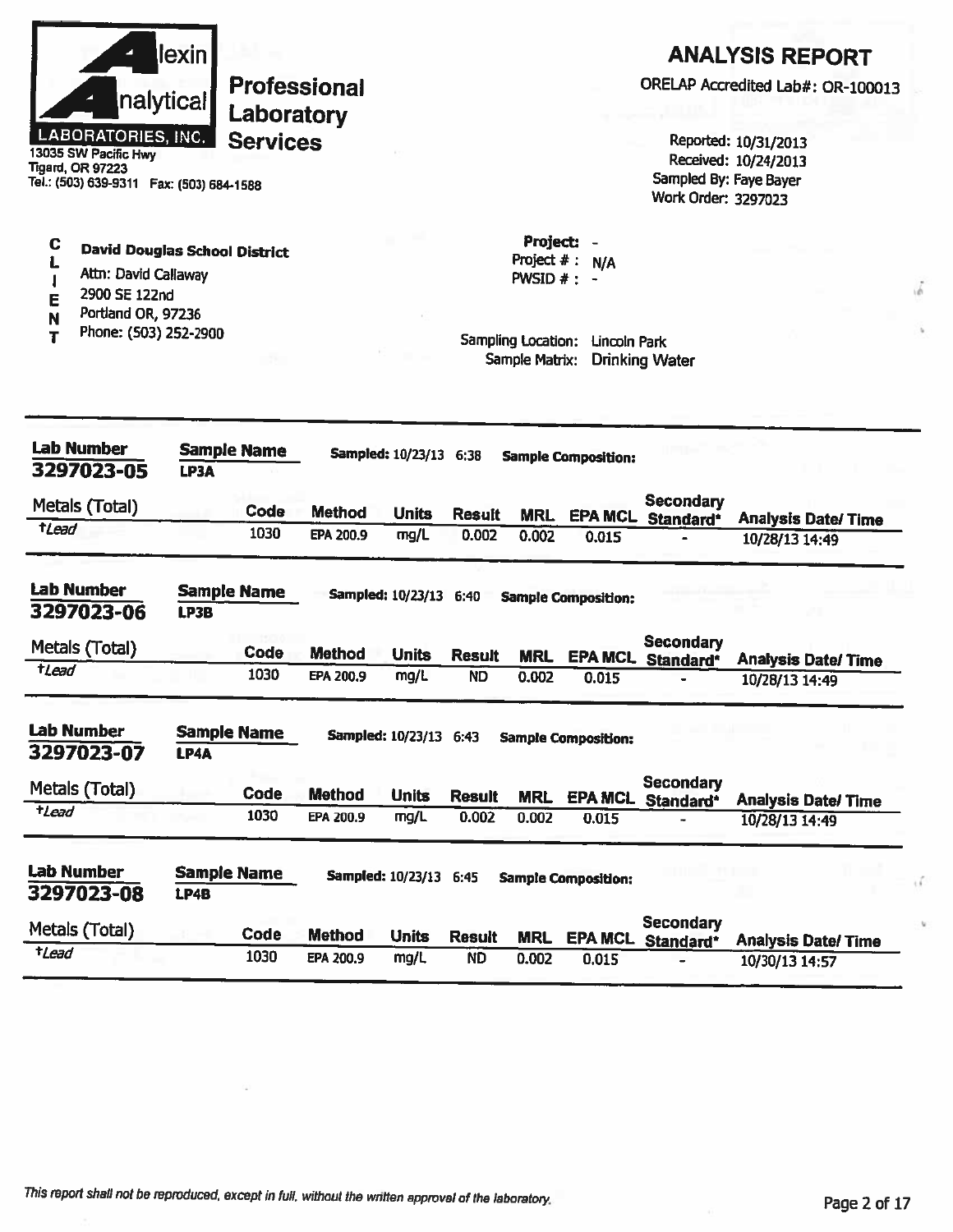**Alexin Analytical LABORATORIES, INC.**

**Professional Laboratory Services**

13035 SW Pacific Hwy
Tigard, OR 97223
Tel.: (503) 639-9311 Fax: (503) 684-1588

# ANALYSIS REPORT

ORELAP Accredited Lab#: OR-100013

Reported: 10/31/2013
Received: 10/24/2013
Sampled By: Faye Bayer
Work Order: 3297023

**CLIENT**

**David Douglas School District**
Attn: David Callaway
2900 SE 122nd
Portland OR, 97236
Phone: (503) 252-2900

**Project:** -
Project # : N/A
PWSID # : -

Sampling Location: Lincoln Park
Sample Matrix: Drinking Water

---

**Lab Number** 3297023-05 | **Sample Name** LP3A | **Sampled:** 10/23/13 6:38 | **Sample Composition:**

| Metals (Total) | Code | Method | Units | Result | MRL | EPA MCL | Secondary Standard* | Analysis Date/ Time |
|---|---|---|---|---|---|---|---|---|
| †*Lead* | 1030 | EPA 200.9 | mg/L | 0.002 | 0.002 | 0.015 | - | 10/28/13 14:49 |

**Lab Number** 3297023-06 | **Sample Name** LP3B | **Sampled:** 10/23/13 6:40 | **Sample Composition:**

| Metals (Total) | Code | Method | Units | Result | MRL | EPA MCL | Secondary Standard* | Analysis Date/ Time |
|---|---|---|---|---|---|---|---|---|
| †*Lead* | 1030 | EPA 200.9 | mg/L | ND | 0.002 | 0.015 | - | 10/28/13 14:49 |

**Lab Number** 3297023-07 | **Sample Name** LP4A | **Sampled:** 10/23/13 6:43 | **Sample Composition:**

| Metals (Total) | Code | Method | Units | Result | MRL | EPA MCL | Secondary Standard* | Analysis Date/ Time |
|---|---|---|---|---|---|---|---|---|
| †*Lead* | 1030 | EPA 200.9 | mg/L | 0.002 | 0.002 | 0.015 | - | 10/28/13 14:49 |

**Lab Number** 3297023-08 | **Sample Name** LP4B | **Sampled:** 10/23/13 6:45 | **Sample Composition:**

| Metals (Total) | Code | Method | Units | Result | MRL | EPA MCL | Secondary Standard* | Analysis Date/ Time |
|---|---|---|---|---|---|---|---|---|
| †*Lead* | 1030 | EPA 200.9 | mg/L | ND | 0.002 | 0.015 | - | 10/30/13 14:57 |

*This report shall not be reproduced, except in full, without the written approval of the laboratory.*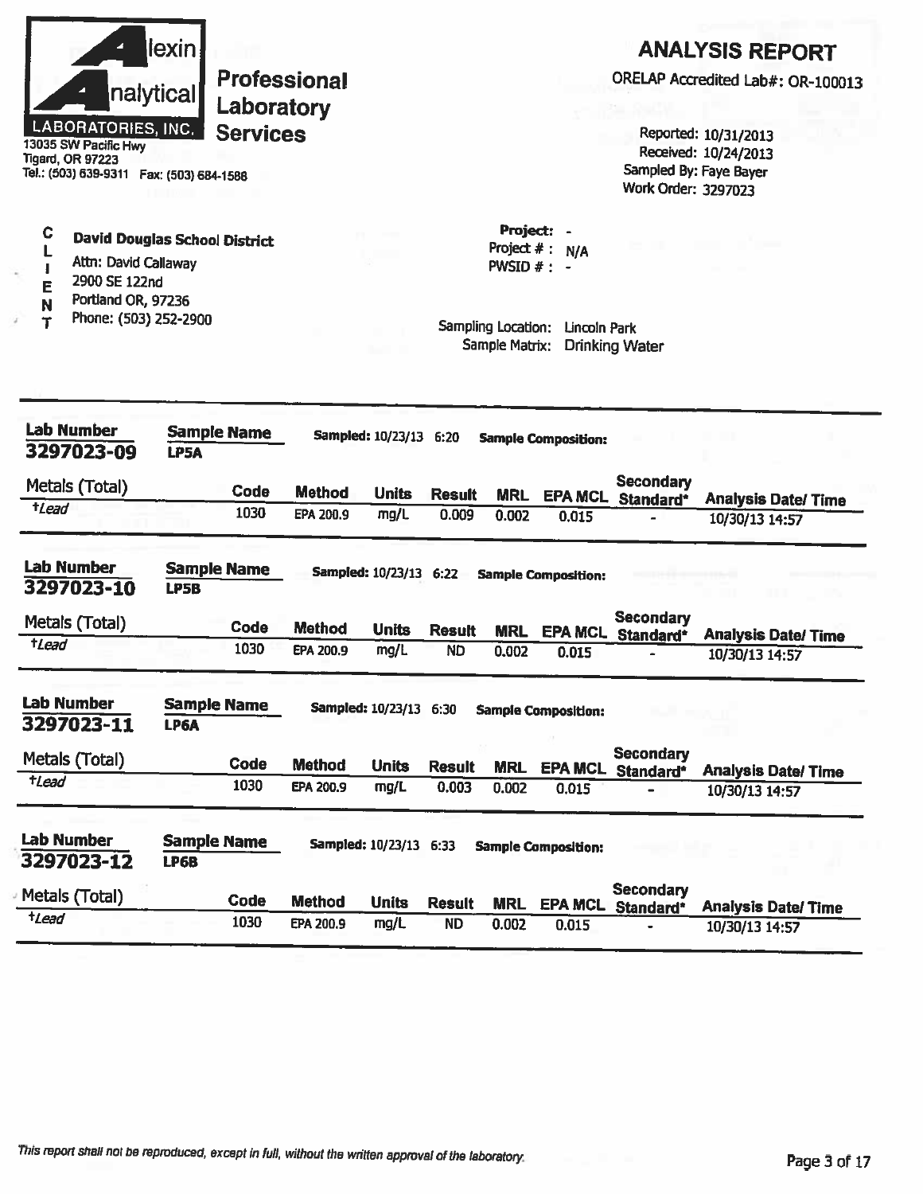**Alexin Analytical Laboratories, Inc.**

**Professional Laboratory Services**

13035 SW Pacific Hwy
Tigard, OR 97223
Tel.: (503) 639-9311 Fax: (503) 684-1588

# ANALYSIS REPORT

ORELAP Accredited Lab#: OR-100013

Reported: 10/31/2013
Received: 10/24/2013
Sampled By: Faye Bayer
Work Order: 3297023

**CLIENT**

**David Douglas School District**
Attn: David Callaway
2900 SE 122nd
Portland OR, 97236
Phone: (503) 252-2900

**Project:** -
Project # : N/A
PWSID # : -

Sampling Location: Lincoln Park
Sample Matrix: Drinking Water

---

**Lab Number** 3297023-09 | **Sample Name** LP5A | **Sampled:** 10/23/13 6:20 | **Sample Composition:**

| Metals (Total) | Code | Method | Units | Result | MRL | EPA MCL | Secondary Standard* | Analysis Date/ Time |
|---|---|---|---|---|---|---|---|---|
| †*Lead* | 1030 | EPA 200.9 | mg/L | 0.009 | 0.002 | 0.015 | - | 10/30/13 14:57 |

**Lab Number** 3297023-10 | **Sample Name** LP5B | **Sampled:** 10/23/13 6:22 | **Sample Composition:**

| Metals (Total) | Code | Method | Units | Result | MRL | EPA MCL | Secondary Standard* | Analysis Date/ Time |
|---|---|---|---|---|---|---|---|---|
| †*Lead* | 1030 | EPA 200.9 | mg/L | ND | 0.002 | 0.015 | - | 10/30/13 14:57 |

**Lab Number** 3297023-11 | **Sample Name** LP6A | **Sampled:** 10/23/13 6:30 | **Sample Composition:**

| Metals (Total) | Code | Method | Units | Result | MRL | EPA MCL | Secondary Standard* | Analysis Date/ Time |
|---|---|---|---|---|---|---|---|---|
| †*Lead* | 1030 | EPA 200.9 | mg/L | 0.003 | 0.002 | 0.015 | - | 10/30/13 14:57 |

**Lab Number** 3297023-12 | **Sample Name** LP6B | **Sampled:** 10/23/13 6:33 | **Sample Composition:**

| Metals (Total) | Code | Method | Units | Result | MRL | EPA MCL | Secondary Standard* | Analysis Date/ Time |
|---|---|---|---|---|---|---|---|---|
| †*Lead* | 1030 | EPA 200.9 | mg/L | ND | 0.002 | 0.015 | - | 10/30/13 14:57 |

*This report shall not be reproduced, except in full, without the written approval of the laboratory.*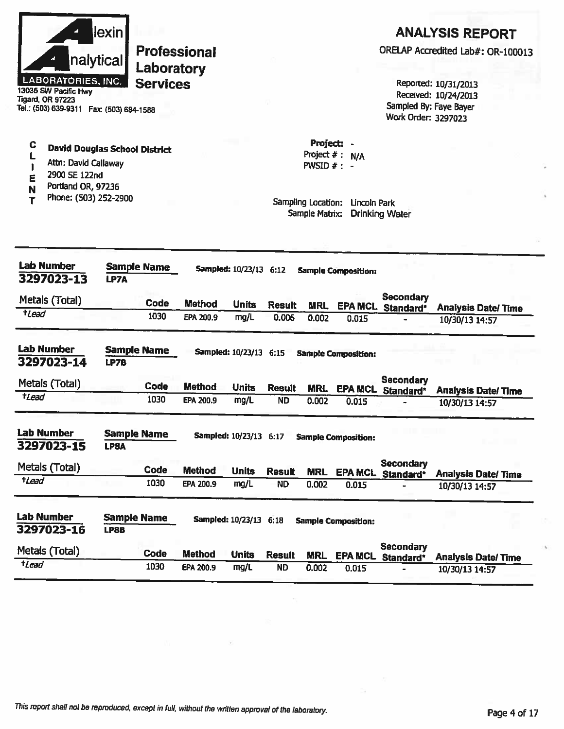**Alexin Analytical Laboratories, Inc.**
13035 SW Pacific Hwy
Tigard, OR 97223
Tel.: (503) 639-9311 Fax: (503) 684-1588

**Professional Laboratory Services**

# ANALYSIS REPORT

ORELAP Accredited Lab#: OR-100013

Reported: 10/31/2013
Received: 10/24/2013
Sampled By: Faye Bayer
Work Order: 3297023

**CLIENT**

**David Douglas School District**
Attn: David Callaway
2900 SE 122nd
Portland OR, 97236
Phone: (503) 252-2900

**Project:** -
Project # : N/A
PWSID # : -

Sampling Location: Lincoln Park
Sample Matrix: Drinking Water

---

**Lab Number:** 3297023-13 | **Sample Name:** LP7A | **Sampled:** 10/23/13 6:12 | **Sample Composition:**

| Metals (Total) | Code | Method | Units | Result | MRL | EPA MCL | Secondary Standard* | Analysis Date/ Time |
|---|---|---|---|---|---|---|---|---|
| *†Lead* | 1030 | EPA 200.9 | mg/L | 0.006 | 0.002 | 0.015 | - | 10/30/13 14:57 |

**Lab Number:** 3297023-14 | **Sample Name:** LP7B | **Sampled:** 10/23/13 6:15 | **Sample Composition:**

| Metals (Total) | Code | Method | Units | Result | MRL | EPA MCL | Secondary Standard* | Analysis Date/ Time |
|---|---|---|---|---|---|---|---|---|
| *†Lead* | 1030 | EPA 200.9 | mg/L | ND | 0.002 | 0.015 | - | 10/30/13 14:57 |

**Lab Number:** 3297023-15 | **Sample Name:** LP8A | **Sampled:** 10/23/13 6:17 | **Sample Composition:**

| Metals (Total) | Code | Method | Units | Result | MRL | EPA MCL | Secondary Standard* | Analysis Date/ Time |
|---|---|---|---|---|---|---|---|---|
| *†Lead* | 1030 | EPA 200.9 | mg/L | ND | 0.002 | 0.015 | - | 10/30/13 14:57 |

**Lab Number:** 3297023-16 | **Sample Name:** LP8B | **Sampled:** 10/23/13 6:18 | **Sample Composition:**

| Metals (Total) | Code | Method | Units | Result | MRL | EPA MCL | Secondary Standard* | Analysis Date/ Time |
|---|---|---|---|---|---|---|---|---|
| *†Lead* | 1030 | EPA 200.9 | mg/L | ND | 0.002 | 0.015 | - | 10/30/13 14:57 |

*This report shall not be reproduced, except in full, without the written approval of the laboratory.*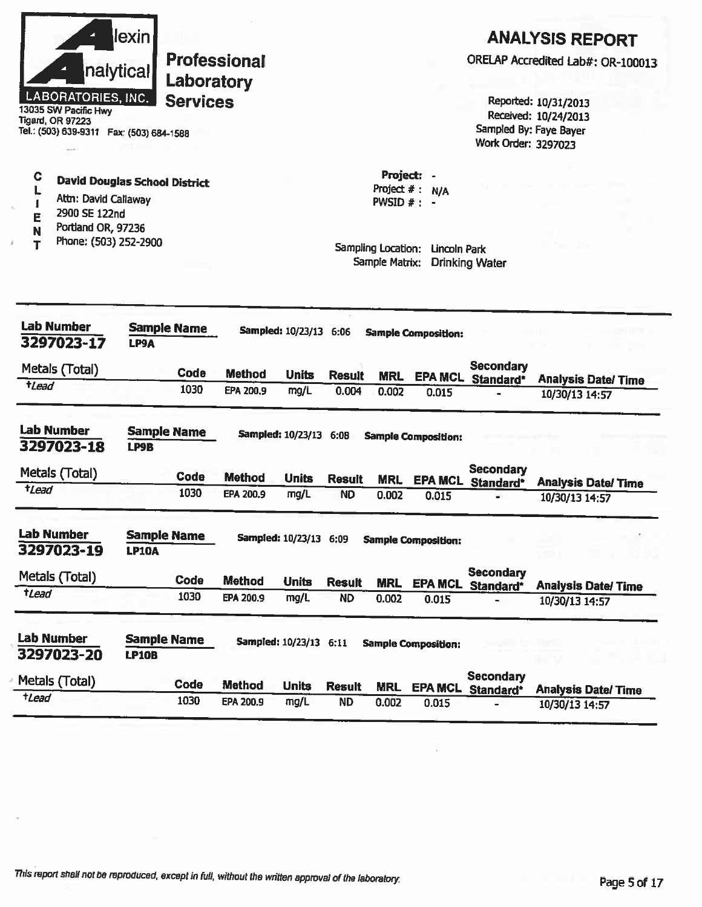**Alexin Analytical LABORATORIES, INC.**

**Professional Laboratory Services**

13035 SW Pacific Hwy
Tigard, OR 97223
Tel.: (503) 639-9311 Fax: (503) 684-1588

# ANALYSIS REPORT

ORELAP Accredited Lab#: OR-100013

Reported: 10/31/2013
Received: 10/24/2013
Sampled By: Faye Bayer
Work Order: 3297023

**CLIENT**

**David Douglas School District**
Attn: David Callaway
2900 SE 122nd
Portland OR, 97236
Phone: (503) 252-2900

**Project:** -
Project # : N/A
PWSID # : -

Sampling Location: Lincoln Park
Sample Matrix: Drinking Water

---

**Lab Number** 3297023-17 | **Sample Name** LP9A | **Sampled:** 10/23/13 6:06 | **Sample Composition:**

| Metals (Total) | Code | Method | Units | Result | MRL | EPA MCL | Secondary Standard* | Analysis Date/ Time |
|---|---|---|---|---|---|---|---|---|
| †*Lead* | 1030 | EPA 200.9 | mg/L | 0.004 | 0.002 | 0.015 | - | 10/30/13 14:57 |

**Lab Number** 3297023-18 | **Sample Name** LP9B | **Sampled:** 10/23/13 6:08 | **Sample Composition:**

| Metals (Total) | Code | Method | Units | Result | MRL | EPA MCL | Secondary Standard* | Analysis Date/ Time |
|---|---|---|---|---|---|---|---|---|
| †*Lead* | 1030 | EPA 200.9 | mg/L | ND | 0.002 | 0.015 | - | 10/30/13 14:57 |

**Lab Number** 3297023-19 | **Sample Name** LP10A | **Sampled:** 10/23/13 6:09 | **Sample Composition:**

| Metals (Total) | Code | Method | Units | Result | MRL | EPA MCL | Secondary Standard* | Analysis Date/ Time |
|---|---|---|---|---|---|---|---|---|
| †*Lead* | 1030 | EPA 200.9 | mg/L | ND | 0.002 | 0.015 | - | 10/30/13 14:57 |

**Lab Number** 3297023-20 | **Sample Name** LP10B | **Sampled:** 10/23/13 6:11 | **Sample Composition:**

| Metals (Total) | Code | Method | Units | Result | MRL | EPA MCL | Secondary Standard* | Analysis Date/ Time |
|---|---|---|---|---|---|---|---|---|
| †*Lead* | 1030 | EPA 200.9 | mg/L | ND | 0.002 | 0.015 | - | 10/30/13 14:57 |

*This report shall not be reproduced, except in full, without the written approval of the laboratory.*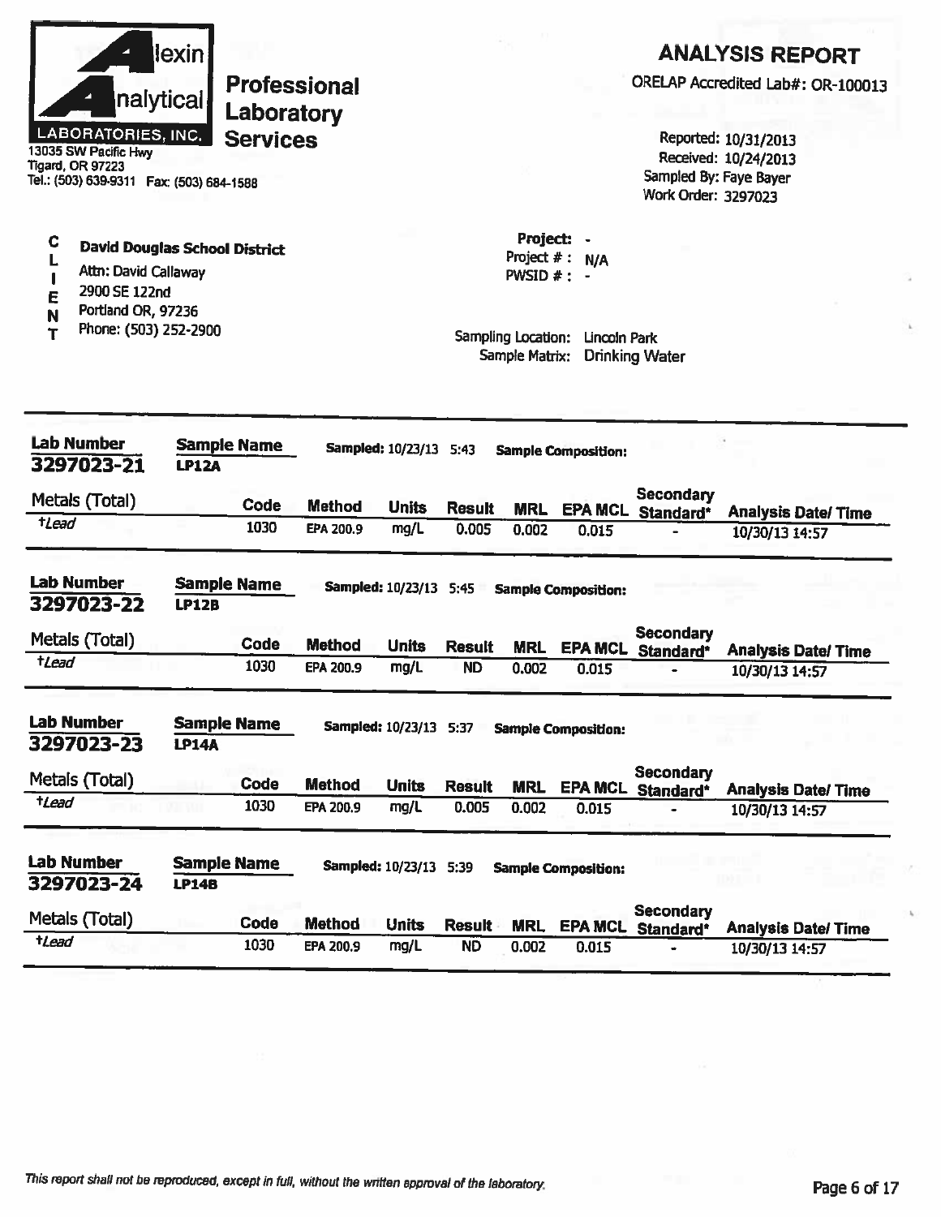**Alexin Analytical Laboratories, Inc.**

**Professional Laboratory Services**

13035 SW Pacific Hwy
Tigard, OR 97223
Tel.: (503) 639-9311 Fax: (503) 684-1588

# ANALYSIS REPORT

ORELAP Accredited Lab#: OR-100013

Reported: 10/31/2013
Received: 10/24/2013
Sampled By: Faye Bayer
Work Order: 3297023

**CLIENT**

**David Douglas School District**
Attn: David Callaway
2900 SE 122nd
Portland OR, 97236
Phone: (503) 252-2900

Project: -
Project # : N/A
PWSID # : -

Sampling Location: Lincoln Park
Sample Matrix: Drinking Water

---

**Lab Number:** 3297023-21 | **Sample Name:** LP12A | **Sampled:** 10/23/13 5:43 | **Sample Composition:**

| Metals (Total) | Code | Method | Units | Result | MRL | EPA MCL | Secondary Standard* | Analysis Date/ Time |
|---|---|---|---|---|---|---|---|---|
| †*Lead* | 1030 | EPA 200.9 | mg/L | 0.005 | 0.002 | 0.015 | - | 10/30/13 14:57 |

**Lab Number:** 3297023-22 | **Sample Name:** LP12B | **Sampled:** 10/23/13 5:45 | **Sample Composition:**

| Metals (Total) | Code | Method | Units | Result | MRL | EPA MCL | Secondary Standard* | Analysis Date/ Time |
|---|---|---|---|---|---|---|---|---|
| †*Lead* | 1030 | EPA 200.9 | mg/L | ND | 0.002 | 0.015 | - | 10/30/13 14:57 |

**Lab Number:** 3297023-23 | **Sample Name:** LP14A | **Sampled:** 10/23/13 5:37 | **Sample Composition:**

| Metals (Total) | Code | Method | Units | Result | MRL | EPA MCL | Secondary Standard* | Analysis Date/ Time |
|---|---|---|---|---|---|---|---|---|
| †*Lead* | 1030 | EPA 200.9 | mg/L | 0.005 | 0.002 | 0.015 | - | 10/30/13 14:57 |

**Lab Number:** 3297023-24 | **Sample Name:** LP14B | **Sampled:** 10/23/13 5:39 | **Sample Composition:**

| Metals (Total) | Code | Method | Units | Result | MRL | EPA MCL | Secondary Standard* | Analysis Date/ Time |
|---|---|---|---|---|---|---|---|---|
| †*Lead* | 1030 | EPA 200.9 | mg/L | ND | 0.002 | 0.015 | - | 10/30/13 14:57 |

*This report shall not be reproduced, except in full, without the written approval of the laboratory.*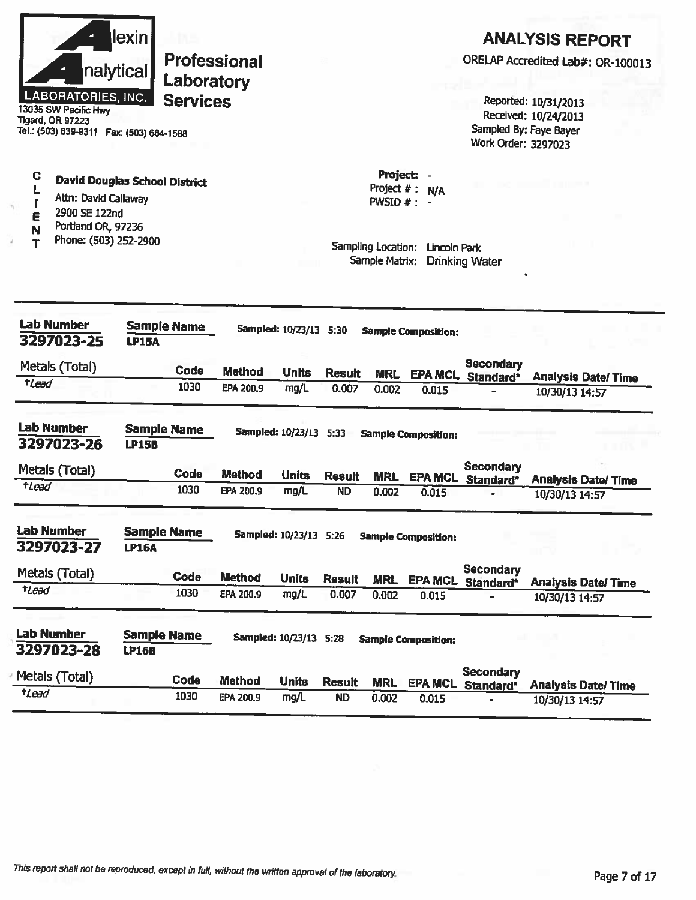**Alexin Analytical LABORATORIES, INC.**
13035 SW Pacific Hwy
Tigard, OR 97223
Tel.: (503) 639-9311 Fax: (503) 684-1588

**Professional Laboratory Services**

## ANALYSIS REPORT

ORELAP Accredited Lab#: OR-100013

Reported: 10/31/2013
Received: 10/24/2013
Sampled By: Faye Bayer
Work Order: 3297023

**CLIENT**
**David Douglas School District**
Attn: David Callaway
2900 SE 122nd
Portland OR, 97236
Phone: (503) 252-2900

**Project:** -
Project # : N/A
PWSID # : -

Sampling Location: Lincoln Park
Sample Matrix: Drinking Water

---

**Lab Number** 3297023-25 | **Sample Name** LP15A | **Sampled:** 10/23/13 5:30 | **Sample Composition:**

| Metals (Total) | Code | Method | Units | Result | MRL | EPA MCL | Secondary Standard* | Analysis Date/ Time |
|---|---|---|---|---|---|---|---|---|
| †*Lead* | 1030 | EPA 200.9 | mg/L | 0.007 | 0.002 | 0.015 | - | 10/30/13 14:57 |

**Lab Number** 3297023-26 | **Sample Name** LP15B | **Sampled:** 10/23/13 5:33 | **Sample Composition:**

| Metals (Total) | Code | Method | Units | Result | MRL | EPA MCL | Secondary Standard* | Analysis Date/ Time |
|---|---|---|---|---|---|---|---|---|
| †*Lead* | 1030 | EPA 200.9 | mg/L | ND | 0.002 | 0.015 | - | 10/30/13 14:57 |

**Lab Number** 3297023-27 | **Sample Name** LP16A | **Sampled:** 10/23/13 5:26 | **Sample Composition:**

| Metals (Total) | Code | Method | Units | Result | MRL | EPA MCL | Secondary Standard* | Analysis Date/ Time |
|---|---|---|---|---|---|---|---|---|
| †*Lead* | 1030 | EPA 200.9 | mg/L | 0.007 | 0.002 | 0.015 | - | 10/30/13 14:57 |

**Lab Number** 3297023-28 | **Sample Name** LP16B | **Sampled:** 10/23/13 5:28 | **Sample Composition:**

| Metals (Total) | Code | Method | Units | Result | MRL | EPA MCL | Secondary Standard* | Analysis Date/ Time |
|---|---|---|---|---|---|---|---|---|
| †*Lead* | 1030 | EPA 200.9 | mg/L | ND | 0.002 | 0.015 | - | 10/30/13 14:57 |

*This report shall not be reproduced, except in full, without the written approval of the laboratory.*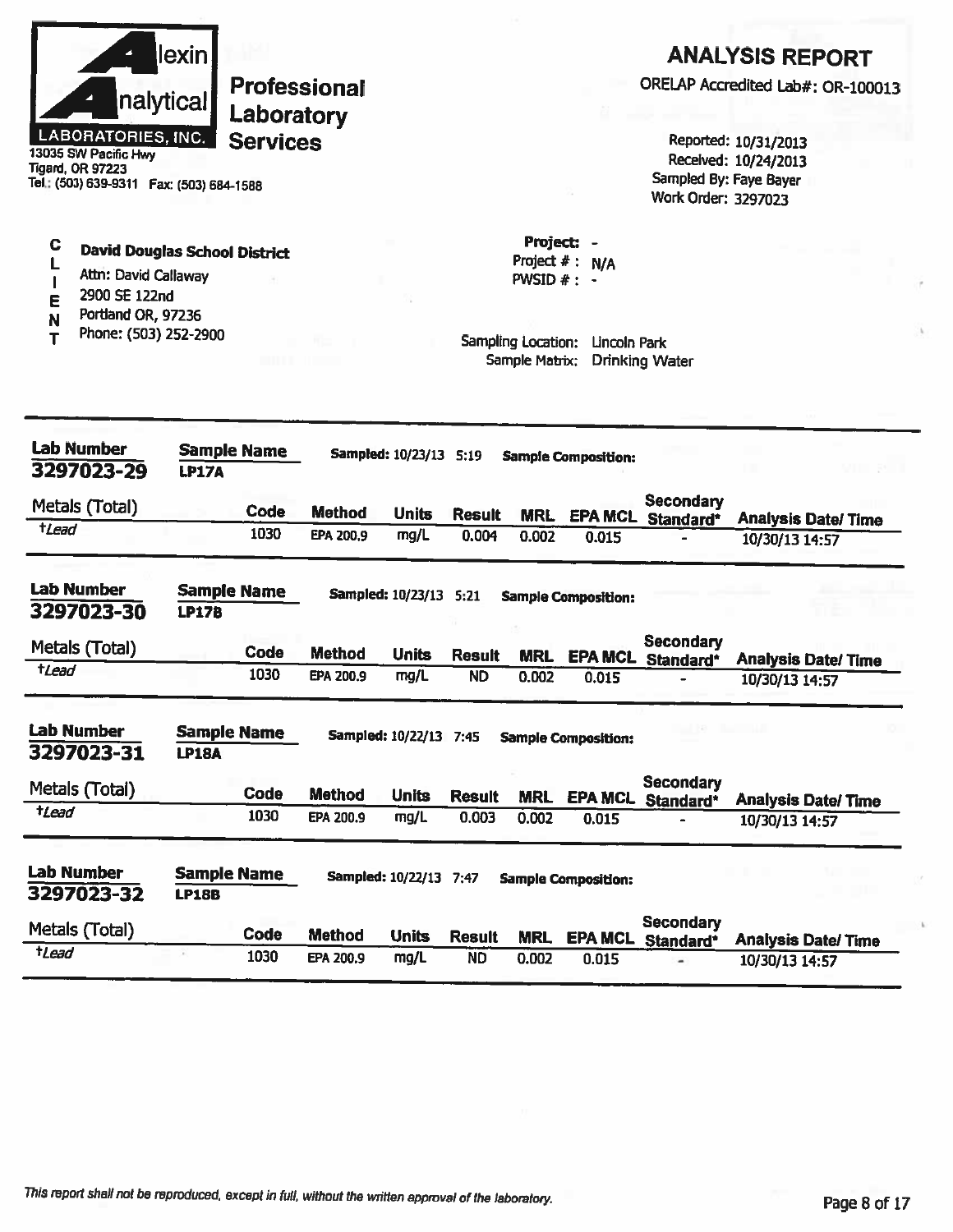# Alexin Analytical Laboratories, Inc.

**Professional Laboratory Services**

13035 SW Pacific Hwy
Tigard, OR 97223
Tel.: (503) 639-9311 Fax: (503) 684-1588

## ANALYSIS REPORT

ORELAP Accredited Lab#: OR-100013

Reported: 10/31/2013
Received: 10/24/2013
Sampled By: Faye Bayer
Work Order: 3297023

**CLIENT**

**David Douglas School District**
Attn: David Callaway
2900 SE 122nd
Portland OR, 97236
Phone: (503) 252-2900

**Project:** -
Project # : N/A
PWSID # : -

Sampling Location: Lincoln Park
Sample Matrix: Drinking Water

---

**Lab Number:** 3297023-29 **Sample Name:** LP17A **Sampled:** 10/23/13 5:19 **Sample Composition:**

| Metals (Total) | Code | Method | Units | Result | MRL | EPA MCL | Secondary Standard* | Analysis Date/ Time |
|---|---|---|---|---|---|---|---|---|
| †*Lead* | 1030 | EPA 200.9 | mg/L | 0.004 | 0.002 | 0.015 | - | 10/30/13 14:57 |

**Lab Number:** 3297023-30 **Sample Name:** LP17B **Sampled:** 10/23/13 5:21 **Sample Composition:**

| Metals (Total) | Code | Method | Units | Result | MRL | EPA MCL | Secondary Standard* | Analysis Date/ Time |
|---|---|---|---|---|---|---|---|---|
| †*Lead* | 1030 | EPA 200.9 | mg/L | ND | 0.002 | 0.015 | - | 10/30/13 14:57 |

**Lab Number:** 3297023-31 **Sample Name:** LP18A **Sampled:** 10/22/13 7:45 **Sample Composition:**

| Metals (Total) | Code | Method | Units | Result | MRL | EPA MCL | Secondary Standard* | Analysis Date/ Time |
|---|---|---|---|---|---|---|---|---|
| †*Lead* | 1030 | EPA 200.9 | mg/L | 0.003 | 0.002 | 0.015 | - | 10/30/13 14:57 |

**Lab Number:** 3297023-32 **Sample Name:** LP18B **Sampled:** 10/22/13 7:47 **Sample Composition:**

| Metals (Total) | Code | Method | Units | Result | MRL | EPA MCL | Secondary Standard* | Analysis Date/ Time |
|---|---|---|---|---|---|---|---|---|
| †*Lead* | 1030 | EPA 200.9 | mg/L | ND | 0.002 | 0.015 | - | 10/30/13 14:57 |

*This report shall not be reproduced, except in full, without the written approval of the laboratory.*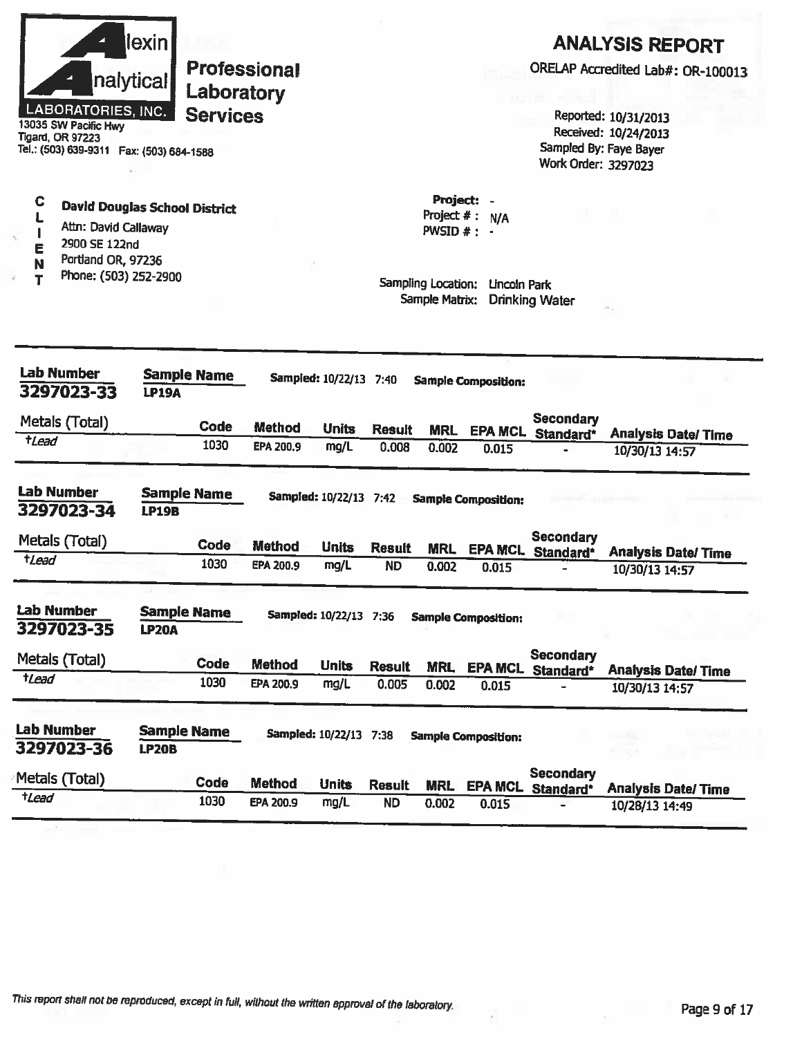# Alexin Analytical Laboratories, Inc.

**Professional Laboratory Services**

13035 SW Pacific Hwy
Tigard, OR 97223
Tel.: (503) 639-9311 Fax: (503) 684-1588

## ANALYSIS REPORT

ORELAP Accredited Lab#: OR-100013

Reported: 10/31/2013
Received: 10/24/2013
Sampled By: Faye Bayer
Work Order: 3297023

**CLIENT**

**David Douglas School District**
Attn: David Callaway
2900 SE 122nd
Portland OR, 97236
Phone: (503) 252-2900

**Project:** -
Project # : N/A
PWSID # : -

Sampling Location: Lincoln Park
Sample Matrix: Drinking Water

---

**Lab Number:** 3297023-33 **Sample Name:** LP19A **Sampled:** 10/22/13 7:40 **Sample Composition:**

| Metals (Total) | Code | Method | Units | Result | MRL | EPA MCL | Secondary Standard* | Analysis Date/ Time |
|---|---|---|---|---|---|---|---|---|
| †Lead | 1030 | EPA 200.9 | mg/L | 0.008 | 0.002 | 0.015 | - | 10/30/13 14:57 |

**Lab Number:** 3297023-34 **Sample Name:** LP19B **Sampled:** 10/22/13 7:42 **Sample Composition:**

| Metals (Total) | Code | Method | Units | Result | MRL | EPA MCL | Secondary Standard* | Analysis Date/ Time |
|---|---|---|---|---|---|---|---|---|
| †Lead | 1030 | EPA 200.9 | mg/L | ND | 0.002 | 0.015 | - | 10/30/13 14:57 |

**Lab Number:** 3297023-35 **Sample Name:** LP20A **Sampled:** 10/22/13 7:36 **Sample Composition:**

| Metals (Total) | Code | Method | Units | Result | MRL | EPA MCL | Secondary Standard* | Analysis Date/ Time |
|---|---|---|---|---|---|---|---|---|
| †Lead | 1030 | EPA 200.9 | mg/L | 0.005 | 0.002 | 0.015 | - | 10/30/13 14:57 |

**Lab Number:** 3297023-36 **Sample Name:** LP20B **Sampled:** 10/22/13 7:38 **Sample Composition:**

| Metals (Total) | Code | Method | Units | Result | MRL | EPA MCL | Secondary Standard* | Analysis Date/ Time |
|---|---|---|---|---|---|---|---|---|
| †Lead | 1030 | EPA 200.9 | mg/L | ND | 0.002 | 0.015 | - | 10/28/13 14:49 |

*This report shall not be reproduced, except in full, without the written approval of the laboratory.*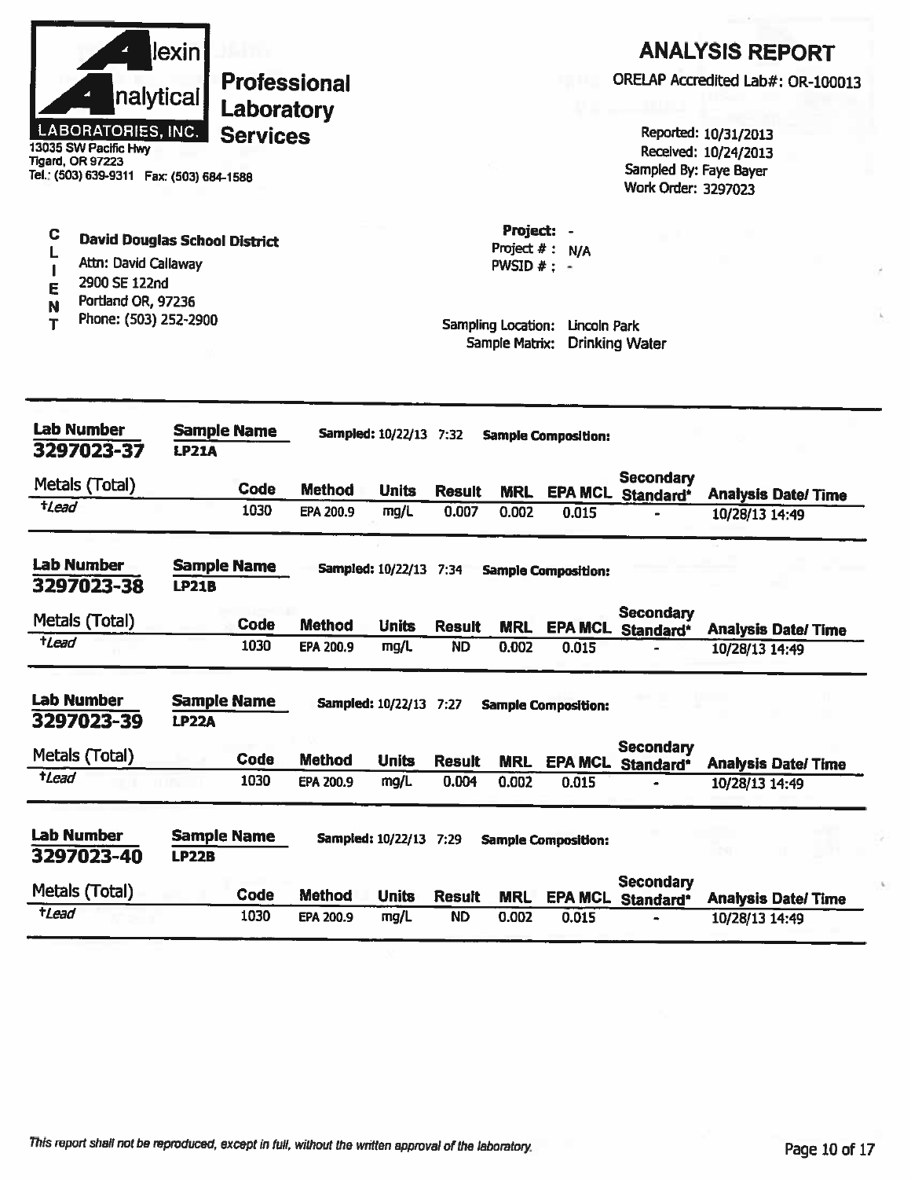**Alexin Analytical Laboratories, Inc.**
13035 SW Pacific Hwy
Tigard, OR 97223
Tel.: (503) 639-9311 Fax: (503) 684-1588

**Professional Laboratory Services**

# ANALYSIS REPORT

ORELAP Accredited Lab#: OR-100013

Reported: 10/31/2013
Received: 10/24/2013
Sampled By: Faye Bayer
Work Order: 3297023

**CLIENT**

**David Douglas School District**
Attn: David Callaway
2900 SE 122nd
Portland OR, 97236
Phone: (503) 252-2900

**Project:** -
Project # : N/A
PWSID # : -

Sampling Location: Lincoln Park
Sample Matrix: Drinking Water

---

**Lab Number** 3297023-37 | **Sample Name** LP21A | **Sampled:** 10/22/13 7:32 | **Sample Composition:**

| Metals (Total) | Code | Method | Units | Result | MRL | EPA MCL | Secondary Standard* | Analysis Date/ Time |
|---|---|---|---|---|---|---|---|---|
| †Lead | 1030 | EPA 200.9 | mg/L | 0.007 | 0.002 | 0.015 | - | 10/28/13 14:49 |

**Lab Number** 3297023-38 | **Sample Name** LP21B | **Sampled:** 10/22/13 7:34 | **Sample Composition:**

| Metals (Total) | Code | Method | Units | Result | MRL | EPA MCL | Secondary Standard* | Analysis Date/ Time |
|---|---|---|---|---|---|---|---|---|
| †Lead | 1030 | EPA 200.9 | mg/L | ND | 0.002 | 0.015 | - | 10/28/13 14:49 |

**Lab Number** 3297023-39 | **Sample Name** LP22A | **Sampled:** 10/22/13 7:27 | **Sample Composition:**

| Metals (Total) | Code | Method | Units | Result | MRL | EPA MCL | Secondary Standard* | Analysis Date/ Time |
|---|---|---|---|---|---|---|---|---|
| †Lead | 1030 | EPA 200.9 | mg/L | 0.004 | 0.002 | 0.015 | - | 10/28/13 14:49 |

**Lab Number** 3297023-40 | **Sample Name** LP22B | **Sampled:** 10/22/13 7:29 | **Sample Composition:**

| Metals (Total) | Code | Method | Units | Result | MRL | EPA MCL | Secondary Standard* | Analysis Date/ Time |
|---|---|---|---|---|---|---|---|---|
| †Lead | 1030 | EPA 200.9 | mg/L | ND | 0.002 | 0.015 | - | 10/28/13 14:49 |

*This report shall not be reproduced, except in full, without the written approval of the laboratory.*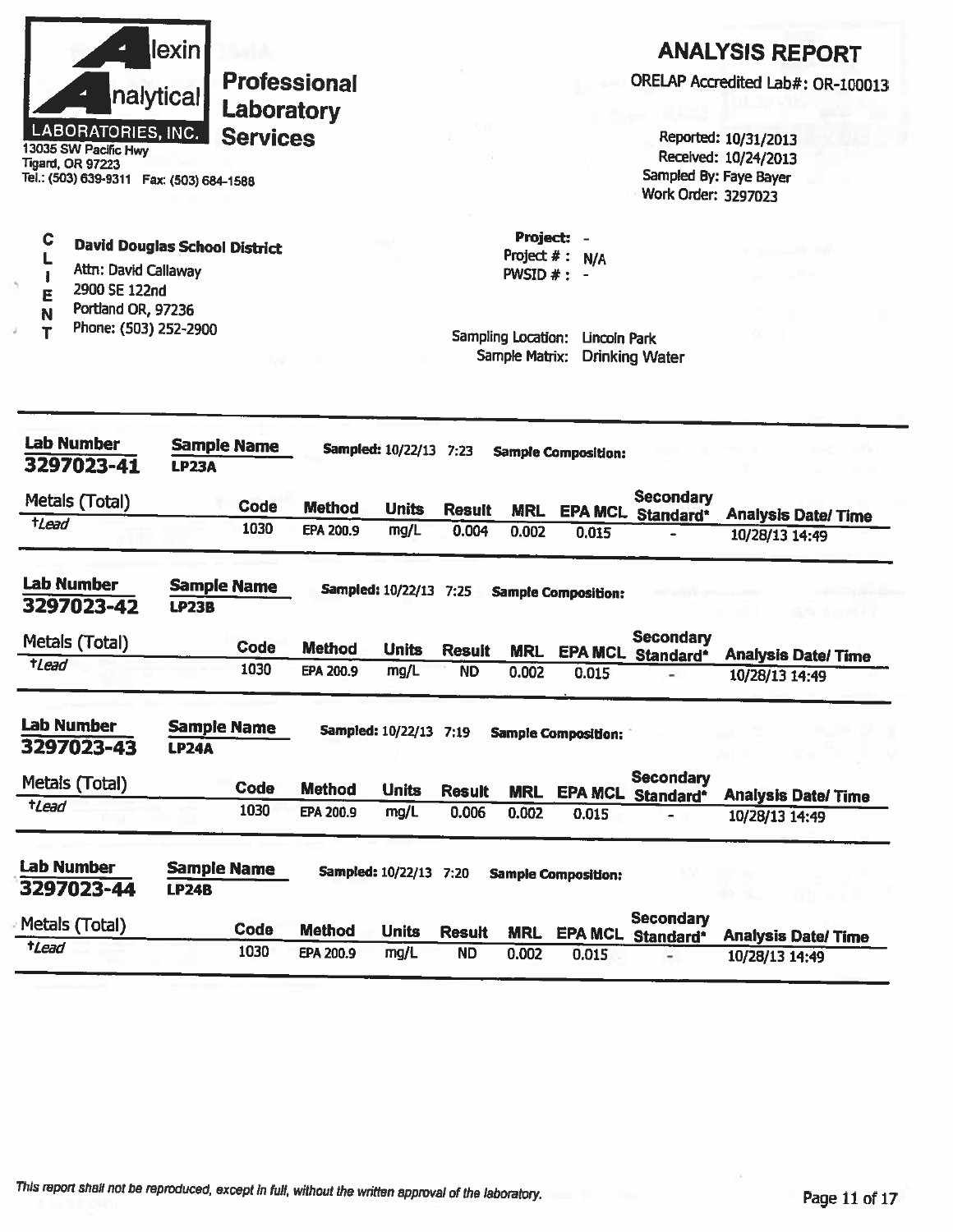**Alexin Analytical LABORATORIES, INC.**
13035 SW Pacific Hwy
Tigard, OR 97223
Tel.: (503) 639-9311 Fax: (503) 684-1588

**Professional Laboratory Services**

# ANALYSIS REPORT

ORELAP Accredited Lab#: OR-100013

Reported: 10/31/2013
Received: 10/24/2013
Sampled By: Faye Bayer
Work Order: 3297023

**CLIENT**

**David Douglas School District**
Attn: David Callaway
2900 SE 122nd
Portland OR, 97236
Phone: (503) 252-2900

**Project:** -
Project # : N/A
PWSID # : -

Sampling Location: Lincoln Park
Sample Matrix: Drinking Water

---

**Lab Number** 3297023-41 **Sample Name** LP23A **Sampled:** 10/22/13 7:23 **Sample Composition:**

| Metals (Total) | Code | Method | Units | Result | MRL | EPA MCL | Secondary Standard* | Analysis Date/ Time |
|---|---|---|---|---|---|---|---|---|
| †*Lead* | 1030 | EPA 200.9 | mg/L | 0.004 | 0.002 | 0.015 | - | 10/28/13 14:49 |

**Lab Number** 3297023-42 **Sample Name** LP23B **Sampled:** 10/22/13 7:25 **Sample Composition:**

| Metals (Total) | Code | Method | Units | Result | MRL | EPA MCL | Secondary Standard* | Analysis Date/ Time |
|---|---|---|---|---|---|---|---|---|
| †*Lead* | 1030 | EPA 200.9 | mg/L | ND | 0.002 | 0.015 | - | 10/28/13 14:49 |

**Lab Number** 3297023-43 **Sample Name** LP24A **Sampled:** 10/22/13 7:19 **Sample Composition:**

| Metals (Total) | Code | Method | Units | Result | MRL | EPA MCL | Secondary Standard* | Analysis Date/ Time |
|---|---|---|---|---|---|---|---|---|
| †*Lead* | 1030 | EPA 200.9 | mg/L | 0.006 | 0.002 | 0.015 | - | 10/28/13 14:49 |

**Lab Number** 3297023-44 **Sample Name** LP24B **Sampled:** 10/22/13 7:20 **Sample Composition:**

| Metals (Total) | Code | Method | Units | Result | MRL | EPA MCL | Secondary Standard* | Analysis Date/ Time |
|---|---|---|---|---|---|---|---|---|
| †*Lead* | 1030 | EPA 200.9 | mg/L | ND | 0.002 | 0.015 | - | 10/28/13 14:49 |

*This report shall not be reproduced, except in full, without the written approval of the laboratory.*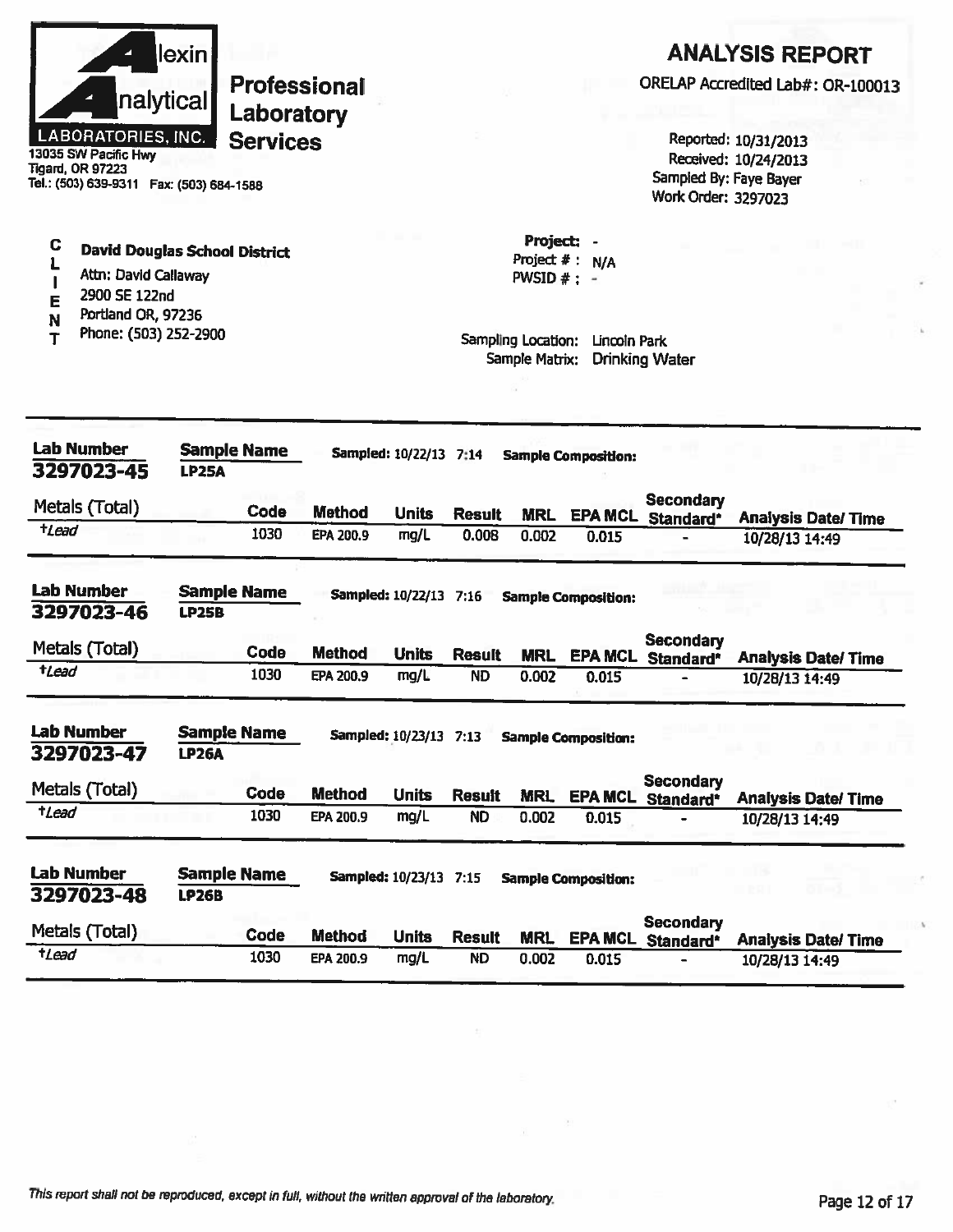**Alexin Analytical Laboratories, Inc.**
13035 SW Pacific Hwy
Tigard, OR 97223
Tel.: (503) 639-9311 Fax: (503) 684-1588

**Professional Laboratory Services**

# ANALYSIS REPORT

ORELAP Accredited Lab#: OR-100013

Reported: 10/31/2013
Received: 10/24/2013
Sampled By: Faye Bayer
Work Order: 3297023

**CLIENT**

**David Douglas School District**
Attn: David Callaway
2900 SE 122nd
Portland OR, 97236
Phone: (503) 252-2900

**Project:** -
Project # : N/A
PWSID # : -

Sampling Location: Lincoln Park
Sample Matrix: Drinking Water

---

**Lab Number** 3297023-45 | **Sample Name** LP25A | **Sampled:** 10/22/13 7:14 | **Sample Composition:**

| Metals (Total) | Code | Method | Units | Result | MRL | EPA MCL | Secondary Standard* | Analysis Date/ Time |
|---|---|---|---|---|---|---|---|---|
| †*Lead* | 1030 | EPA 200.9 | mg/L | 0.008 | 0.002 | 0.015 | - | 10/28/13 14:49 |

**Lab Number** 3297023-46 | **Sample Name** LP25B | **Sampled:** 10/22/13 7:16 | **Sample Composition:**

| Metals (Total) | Code | Method | Units | Result | MRL | EPA MCL | Secondary Standard* | Analysis Date/ Time |
|---|---|---|---|---|---|---|---|---|
| †*Lead* | 1030 | EPA 200.9 | mg/L | ND | 0.002 | 0.015 | - | 10/28/13 14:49 |

**Lab Number** 3297023-47 | **Sample Name** LP26A | **Sampled:** 10/23/13 7:13 | **Sample Composition:**

| Metals (Total) | Code | Method | Units | Result | MRL | EPA MCL | Secondary Standard* | Analysis Date/ Time |
|---|---|---|---|---|---|---|---|---|
| †*Lead* | 1030 | EPA 200.9 | mg/L | ND | 0.002 | 0.015 | - | 10/28/13 14:49 |

**Lab Number** 3297023-48 | **Sample Name** LP26B | **Sampled:** 10/23/13 7:15 | **Sample Composition:**

| Metals (Total) | Code | Method | Units | Result | MRL | EPA MCL | Secondary Standard* | Analysis Date/ Time |
|---|---|---|---|---|---|---|---|---|
| †*Lead* | 1030 | EPA 200.9 | mg/L | ND | 0.002 | 0.015 | - | 10/28/13 14:49 |

*This report shall not be reproduced, except in full, without the written approval of the laboratory.*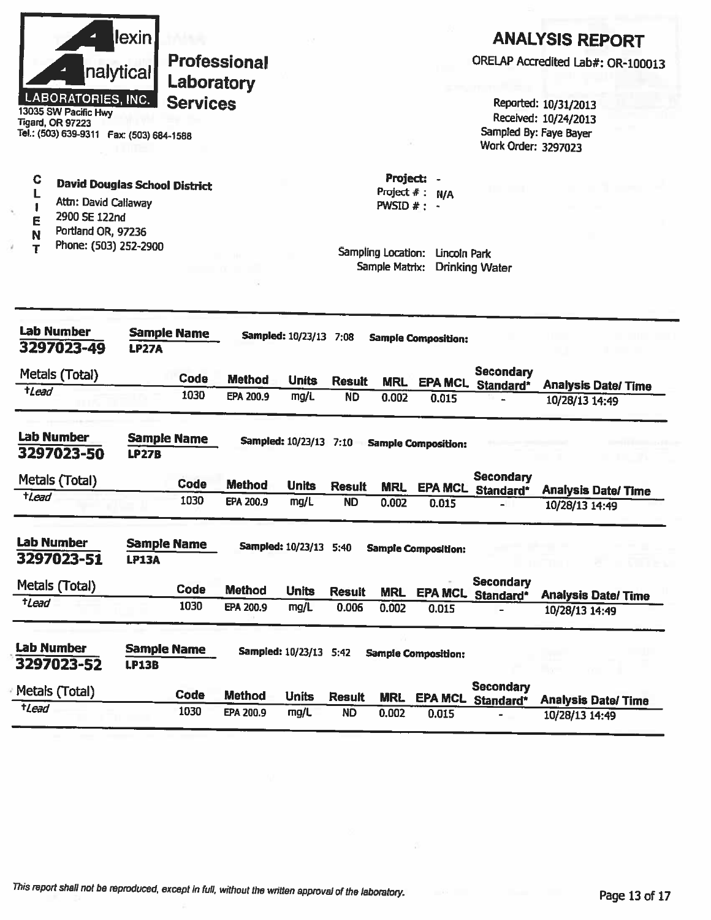**Alexin Analytical Laboratories, Inc.**
13035 SW Pacific Hwy
Tigard, OR 97223
Tel.: (503) 639-9311 Fax: (503) 684-1588

**Professional Laboratory Services**

# ANALYSIS REPORT

ORELAP Accredited Lab#: OR-100013

Reported: 10/31/2013
Received: 10/24/2013
Sampled By: Faye Bayer
Work Order: 3297023

**CLIENT**

**David Douglas School District**
Attn: David Callaway
2900 SE 122nd
Portland OR, 97236
Phone: (503) 252-2900

**Project:** -
Project # : N/A
PWSID # : -

Sampling Location: Lincoln Park
Sample Matrix: Drinking Water

---

**Lab Number** 3297023-49 **Sample Name** LP27A **Sampled:** 10/23/13 7:08 **Sample Composition:**

| Metals (Total) | Code | Method | Units | Result | MRL | EPA MCL | Secondary Standard* | Analysis Date/ Time |
|---|---|---|---|---|---|---|---|---|
| †*Lead* | 1030 | EPA 200.9 | mg/L | ND | 0.002 | 0.015 | - | 10/28/13 14:49 |

**Lab Number** 3297023-50 **Sample Name** LP27B **Sampled:** 10/23/13 7:10 **Sample Composition:**

| Metals (Total) | Code | Method | Units | Result | MRL | EPA MCL | Secondary Standard* | Analysis Date/ Time |
|---|---|---|---|---|---|---|---|---|
| †*Lead* | 1030 | EPA 200.9 | mg/L | ND | 0.002 | 0.015 | - | 10/28/13 14:49 |

**Lab Number** 3297023-51 **Sample Name** LP13A **Sampled:** 10/23/13 5:40 **Sample Composition:**

| Metals (Total) | Code | Method | Units | Result | MRL | EPA MCL | Secondary Standard* | Analysis Date/ Time |
|---|---|---|---|---|---|---|---|---|
| †*Lead* | 1030 | EPA 200.9 | mg/L | 0.006 | 0.002 | 0.015 | - | 10/28/13 14:49 |

**Lab Number** 3297023-52 **Sample Name** LP13B **Sampled:** 10/23/13 5:42 **Sample Composition:**

| Metals (Total) | Code | Method | Units | Result | MRL | EPA MCL | Secondary Standard* | Analysis Date/ Time |
|---|---|---|---|---|---|---|---|---|
| †*Lead* | 1030 | EPA 200.9 | mg/L | ND | 0.002 | 0.015 | - | 10/28/13 14:49 |

*This report shall not be reproduced, except in full, without the written approval of the laboratory.*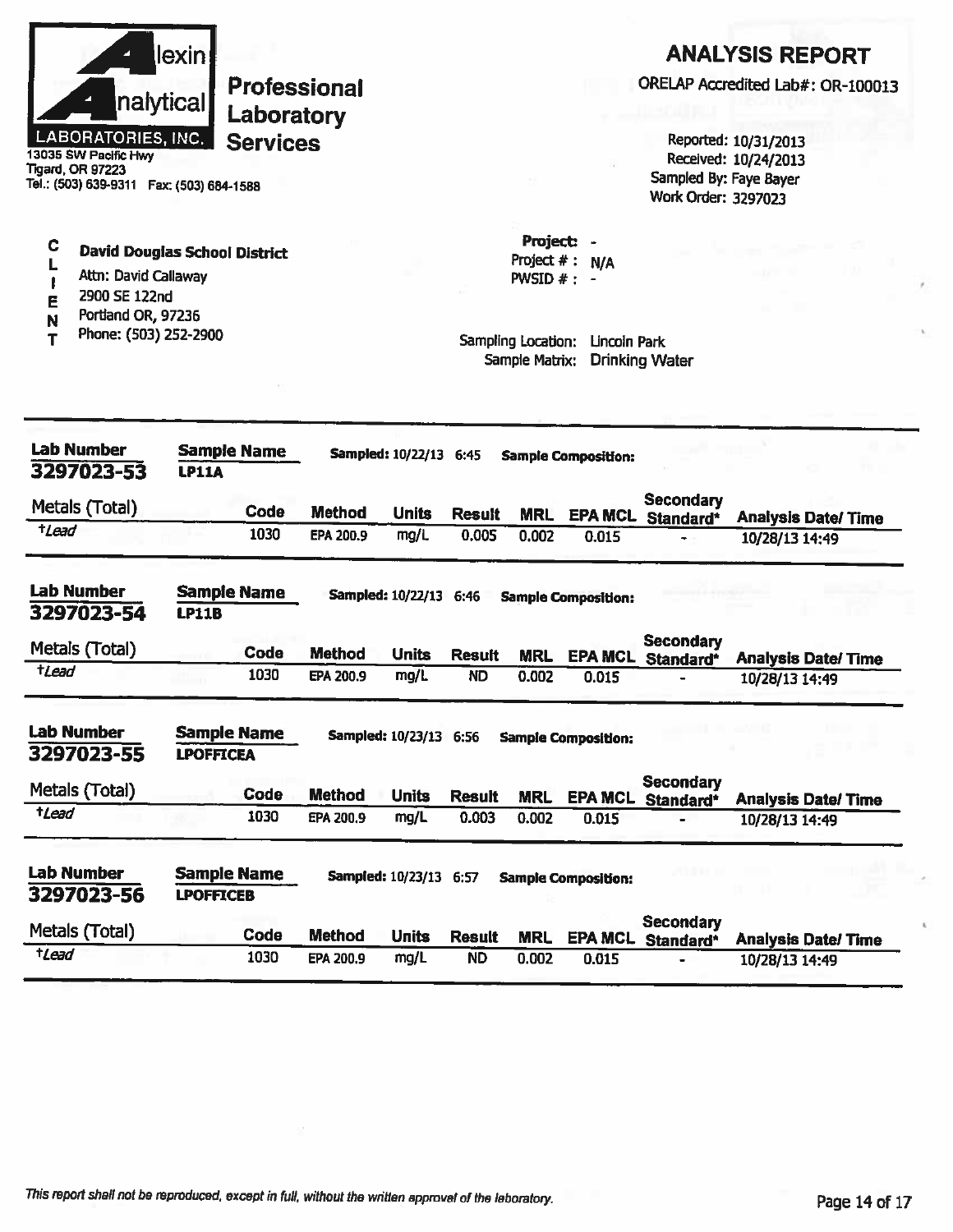**Alexin Analytical Laboratories, Inc.**

13035 SW Pacific Hwy
Tigard, OR 97223
Tel.: (503) 639-9311 Fax: (503) 684-1588

**Professional Laboratory Services**

## ANALYSIS REPORT

ORELAP Accredited Lab#: OR-100013

Reported: 10/31/2013
Received: 10/24/2013
Sampled By: Faye Bayer
Work Order: 3297023

**CLIENT**

**David Douglas School District**
Attn: David Callaway
2900 SE 122nd
Portland OR, 97236
Phone: (503) 252-2900

Project: -
Project # : N/A
PWSID # : -

Sampling Location: Lincoln Park
Sample Matrix: Drinking Water

---

**Lab Number:** 3297023-53 **Sample Name:** LP11A **Sampled:** 10/22/13 6:45 **Sample Composition:**

| Metals (Total) | Code | Method | Units | Result | MRL | EPA MCL | Secondary Standard* | Analysis Date/ Time |
|---|---|---|---|---|---|---|---|---|
| †*Lead* | 1030 | EPA 200.9 | mg/L | 0.005 | 0.002 | 0.015 | - | 10/28/13 14:49 |

**Lab Number:** 3297023-54 **Sample Name:** LP11B **Sampled:** 10/22/13 6:46 **Sample Composition:**

| Metals (Total) | Code | Method | Units | Result | MRL | EPA MCL | Secondary Standard* | Analysis Date/ Time |
|---|---|---|---|---|---|---|---|---|
| †*Lead* | 1030 | EPA 200.9 | mg/L | ND | 0.002 | 0.015 | - | 10/28/13 14:49 |

**Lab Number:** 3297023-55 **Sample Name:** LPOFFICEA **Sampled:** 10/23/13 6:56 **Sample Composition:**

| Metals (Total) | Code | Method | Units | Result | MRL | EPA MCL | Secondary Standard* | Analysis Date/ Time |
|---|---|---|---|---|---|---|---|---|
| †*Lead* | 1030 | EPA 200.9 | mg/L | 0.003 | 0.002 | 0.015 | - | 10/28/13 14:49 |

**Lab Number:** 3297023-56 **Sample Name:** LPOFFICEB **Sampled:** 10/23/13 6:57 **Sample Composition:**

| Metals (Total) | Code | Method | Units | Result | MRL | EPA MCL | Secondary Standard* | Analysis Date/ Time |
|---|---|---|---|---|---|---|---|---|
| †*Lead* | 1030 | EPA 200.9 | mg/L | ND | 0.002 | 0.015 | - | 10/28/13 14:49 |

*This report shall not be reproduced, except in full, without the written approval of the laboratory.*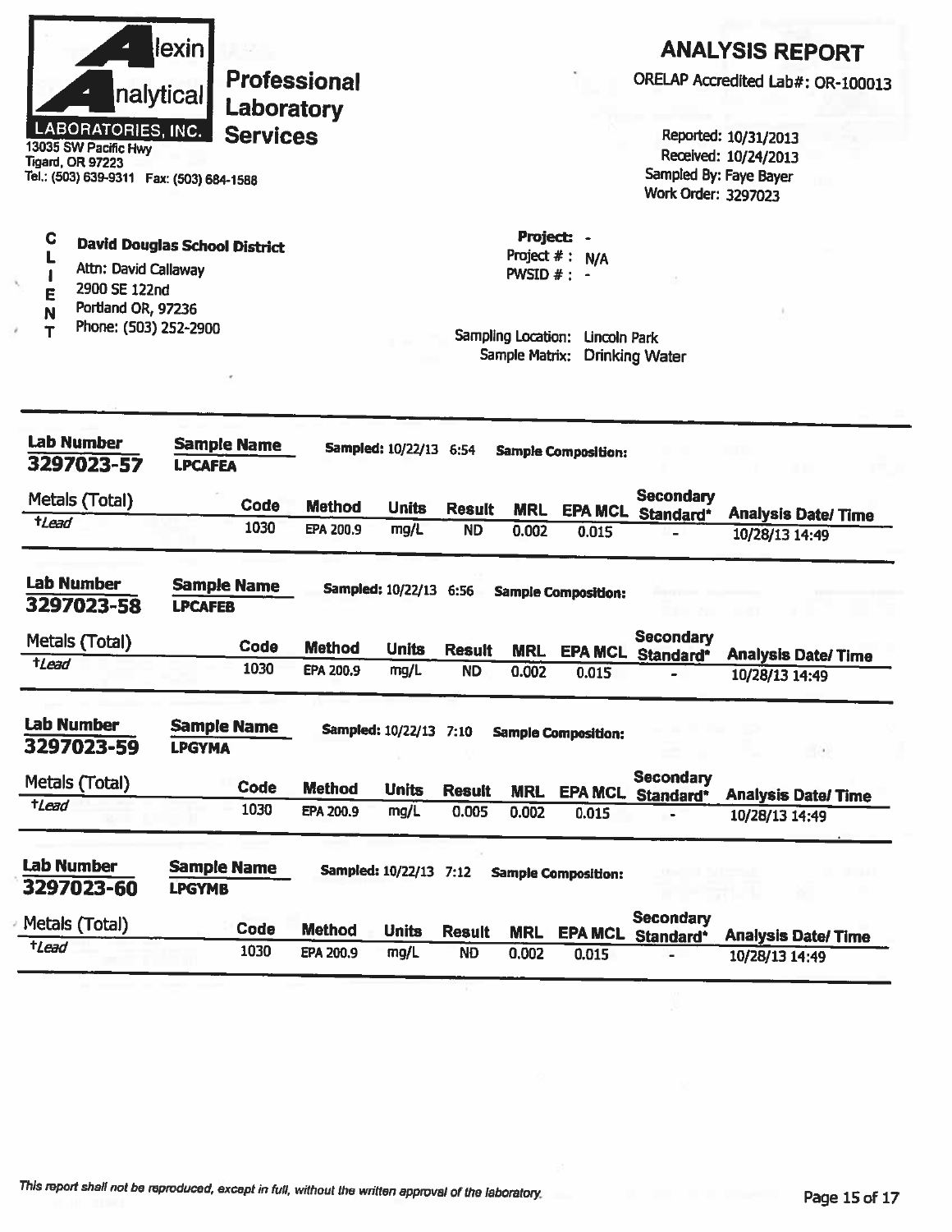**Alexin Analytical Laboratories, Inc.**
13035 SW Pacific Hwy
Tigard, OR 97223
Tel.: (503) 639-9311 Fax: (503) 684-1588

**Professional Laboratory Services**

# ANALYSIS REPORT

ORELAP Accredited Lab#: OR-100013

Reported: 10/31/2013
Received: 10/24/2013
Sampled By: Faye Bayer
Work Order: 3297023

**CLIENT**

**David Douglas School District**
Attn: David Callaway
2900 SE 122nd
Portland OR, 97236
Phone: (503) 252-2900

**Project:** -
Project # : N/A
PWSID # : -

Sampling Location: Lincoln Park
Sample Matrix: Drinking Water

---

**Lab Number:** 3297023-57 **Sample Name:** LPCAFEA **Sampled:** 10/22/13 6:54 **Sample Composition:**

| Metals (Total) | Code | Method | Units | Result | MRL | EPA MCL | Secondary Standard* | Analysis Date/ Time |
|---|---|---|---|---|---|---|---|---|
| †*Lead* | 1030 | EPA 200.9 | mg/L | ND | 0.002 | 0.015 | - | 10/28/13 14:49 |

**Lab Number:** 3297023-58 **Sample Name:** LPCAFEB **Sampled:** 10/22/13 6:56 **Sample Composition:**

| Metals (Total) | Code | Method | Units | Result | MRL | EPA MCL | Secondary Standard* | Analysis Date/ Time |
|---|---|---|---|---|---|---|---|---|
| †*Lead* | 1030 | EPA 200.9 | mg/L | ND | 0.002 | 0.015 | - | 10/28/13 14:49 |

**Lab Number:** 3297023-59 **Sample Name:** LPGYMA **Sampled:** 10/22/13 7:10 **Sample Composition:**

| Metals (Total) | Code | Method | Units | Result | MRL | EPA MCL | Secondary Standard* | Analysis Date/ Time |
|---|---|---|---|---|---|---|---|---|
| †*Lead* | 1030 | EPA 200.9 | mg/L | 0.005 | 0.002 | 0.015 | - | 10/28/13 14:49 |

**Lab Number:** 3297023-60 **Sample Name:** LPGYMB **Sampled:** 10/22/13 7:12 **Sample Composition:**

| Metals (Total) | Code | Method | Units | Result | MRL | EPA MCL | Secondary Standard* | Analysis Date/ Time |
|---|---|---|---|---|---|---|---|---|
| †*Lead* | 1030 | EPA 200.9 | mg/L | ND | 0.002 | 0.015 | - | 10/28/13 14:49 |

*This report shall not be reproduced, except in full, without the written approval of the laboratory.*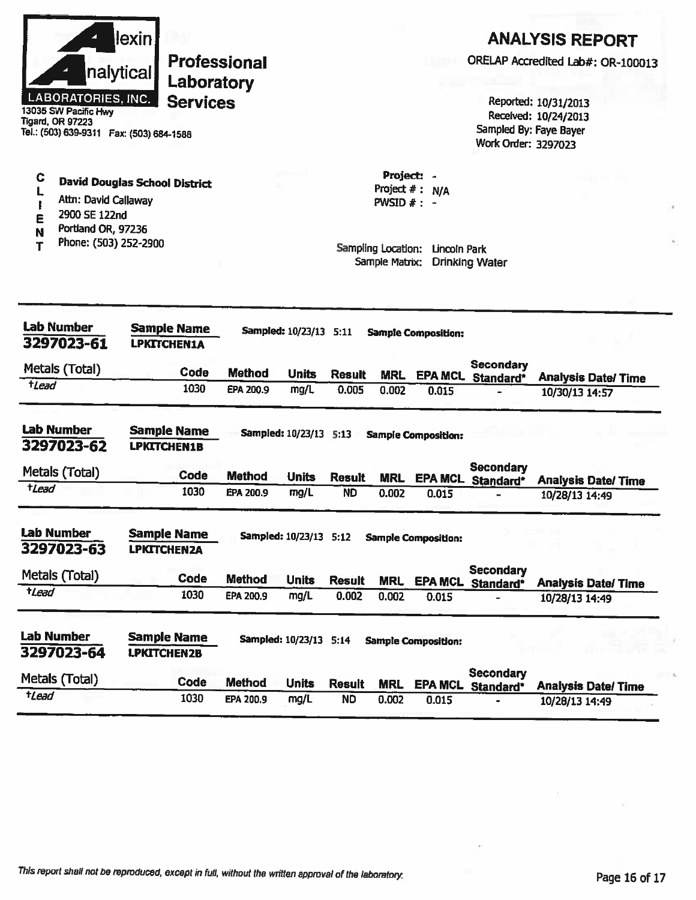# Alexin Analytical Laboratories, Inc.

**Professional Laboratory Services**

13035 SW Pacific Hwy
Tigard, OR 97223
Tel.: (503) 639-9311 Fax: (503) 684-1588

## ANALYSIS REPORT

ORELAP Accredited Lab#: OR-100013

Reported: 10/31/2013
Received: 10/24/2013
Sampled By: Faye Bayer
Work Order: 3297023

**CLIENT**

**David Douglas School District**
Attn: David Callaway
2900 SE 122nd
Portland OR, 97236
Phone: (503) 252-2900

Project: -
Project # : N/A
PWSID # : -

Sampling Location: Lincoln Park
Sample Matrix: Drinking Water

---

**Lab Number:** 3297023-61 **Sample Name:** LPKITCHEN1A **Sampled:** 10/23/13 5:11 **Sample Composition:**

| Metals (Total) | Code | Method | Units | Result | MRL | EPA MCL | Secondary Standard* | Analysis Date/ Time |
|---|---|---|---|---|---|---|---|---|
| †*Lead* | 1030 | EPA 200.9 | mg/L | 0.005 | 0.002 | 0.015 | - | 10/30/13 14:57 |

**Lab Number:** 3297023-62 **Sample Name:** LPKITCHEN1B **Sampled:** 10/23/13 5:13 **Sample Composition:**

| Metals (Total) | Code | Method | Units | Result | MRL | EPA MCL | Secondary Standard* | Analysis Date/ Time |
|---|---|---|---|---|---|---|---|---|
| †*Lead* | 1030 | EPA 200.9 | mg/L | ND | 0.002 | 0.015 | - | 10/28/13 14:49 |

**Lab Number:** 3297023-63 **Sample Name:** LPKITCHEN2A **Sampled:** 10/23/13 5:12 **Sample Composition:**

| Metals (Total) | Code | Method | Units | Result | MRL | EPA MCL | Secondary Standard* | Analysis Date/ Time |
|---|---|---|---|---|---|---|---|---|
| †*Lead* | 1030 | EPA 200.9 | mg/L | 0.002 | 0.002 | 0.015 | - | 10/28/13 14:49 |

**Lab Number:** 3297023-64 **Sample Name:** LPKITCHEN2B **Sampled:** 10/23/13 5:14 **Sample Composition:**

| Metals (Total) | Code | Method | Units | Result | MRL | EPA MCL | Secondary Standard* | Analysis Date/ Time |
|---|---|---|---|---|---|---|---|---|
| †*Lead* | 1030 | EPA 200.9 | mg/L | ND | 0.002 | 0.015 | - | 10/28/13 14:49 |

*This report shall not be reproduced, except in full, without the written approval of the laboratory.*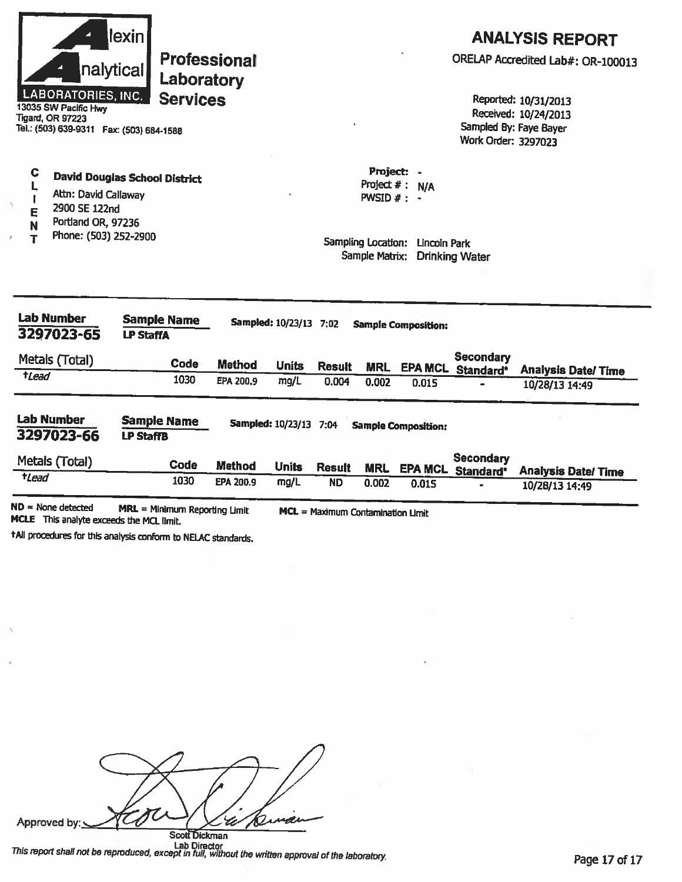**Alexin Analytical Laboratories, Inc.**

13035 SW Pacific Hwy
Tigard, OR 97223
Tel.: (503) 639-9311 Fax: (503) 684-1588

**Professional Laboratory Services**

# ANALYSIS REPORT

ORELAP Accredited Lab#: OR-100013

Reported: 10/31/2013
Received: 10/24/2013
Sampled By: Faye Bayer
Work Order: 3297023

**CLIENT**

**David Douglas School District**
Attn: David Callaway
2900 SE 122nd
Portland OR, 97236
Phone: (503) 252-2900

**Project:** -
Project # : N/A
PWSID # : -

Sampling Location: Lincoln Park
Sample Matrix: Drinking Water

**Lab Number** 3297023-65 **Sample Name** LP StaffA **Sampled:** 10/23/13 7:02 **Sample Composition:**

| Metals (Total) | Code | Method | Units | Result | MRL | EPA MCL | Secondary Standard* | Analysis Date/ Time |
|---|---|---|---|---|---|---|---|---|
| †*Lead* | 1030 | EPA 200.9 | mg/L | 0.004 | 0.002 | 0.015 | - | 10/28/13 14:49 |

**Lab Number** 3297023-66 **Sample Name** LP StaffB **Sampled:** 10/23/13 7:04 **Sample Composition:**

| Metals (Total) | Code | Method | Units | Result | MRL | EPA MCL | Secondary Standard* | Analysis Date/ Time |
|---|---|---|---|---|---|---|---|---|
| †*Lead* | 1030 | EPA 200.9 | mg/L | ND | 0.002 | 0.015 | - | 10/28/13 14:49 |

**ND** = None detected **MRL** = Minimum Reporting Limit **MCL** = Maximum Contamination Limit
**MCLE** This analyte exceeds the MCL limit.

†All procedures for this analysis conform to NELAC standards.

Approved by: Scott Dickman
Lab Director

*This report shall not be reproduced, except in full, without the written approval of the laboratory.*